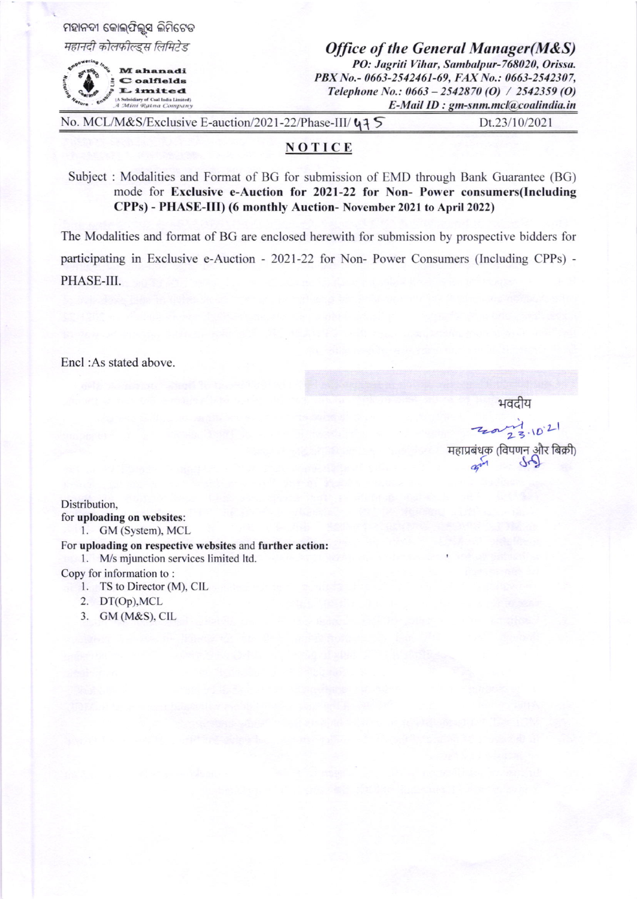ମହାନଦୀ କୋଲଫିଲ୍ଡସ ଲିମିଟେଡ

महानदी कोलफील्ड्स लिमिटेड

Mahanadi Coalfields Limited
(A Subsidiary of Coal India Limited)
A Mini Ratna Company

***Office of the General Manager(M&S)***

*PO: Jagriti Vihar, Sambalpur-768020, Orissa.*
*PBX No.- 0663-2542461-69, FAX No.: 0663-2542307,*
*Telephone No.: 0663 – 2542870 (O) / 2542359 (O)*
*E-Mail ID : gm-snm.mcl@coalindia.in*

No. MCL/M&S/Exclusive E-auction/2021-22/Phase-III/ 475 Dt.23/10/2021

## NOTICE

Subject : Modalities and Format of BG for submission of EMD through Bank Guarantee (BG) mode for **Exclusive e-Auction for 2021-22 for Non- Power consumers(Including CPPs) - PHASE-III) (6 monthly Auction- November 2021 to April 2022)**

The Modalities and format of BG are enclosed herewith for submission by prospective bidders for participating in Exclusive e-Auction - 2021-22 for Non- Power Consumers (Including CPPs) - PHASE-III.

Encl :As stated above.

भवदीय

23.10.21

महाप्रबंधक (विपणन और बिक्री)

Distribution,

for **uploading on websites**:

1. GM (System), MCL

For **uploading on respective websites** and **further action:**

1. M/s mjunction services limited ltd.

Copy for information to :

1. TS to Director (M), CIL
2. DT(Op),MCL
3. GM (M&S), CIL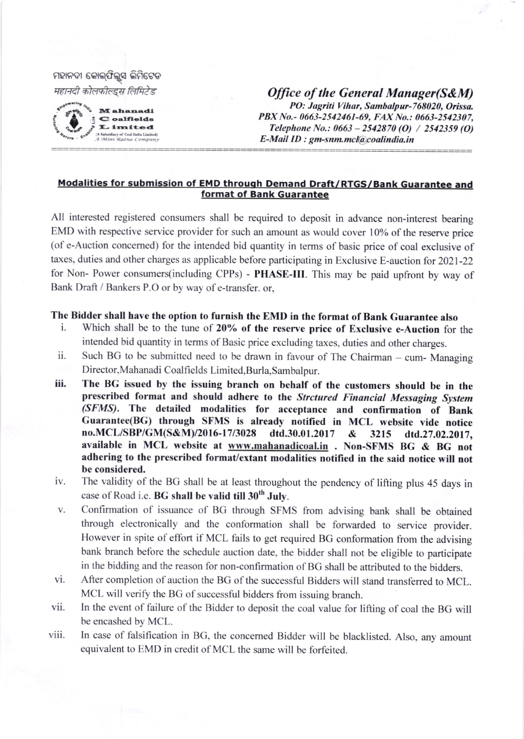ମହାନଦୀ କୋଲଫିଲ୍ଡସ ଲିମିଟେଡ

महानदी कोलफील्ड्स लिमिटेड

Mahanadi Coalfields Limited
(A Subsidiary of Coal India Limited)
A Mini Ratna Company

***Office of the General Manager(S&M)***
*PO: Jagriti Vihar, Sambalpur-768020, Orissa.*
*PBX No.- 0663-2542461-69, FAX No.: 0663-2542307,*
*Telephone No.: 0663 – 2542870 (O) / 2542359 (O)*
*E-Mail ID : gm-snm.mcl@coalindia.in*

## Modalities for submission of EMD through Demand Draft/RTGS/Bank Guarantee and format of Bank Guarantee

All interested registered consumers shall be required to deposit in advance non-interest bearing EMD with respective service provider for such an amount as would cover 10% of the reserve price (of e-Auction concerned) for the intended bid quantity in terms of basic price of coal exclusive of taxes, duties and other charges as applicable before participating in Exclusive E-auction for 2021-22 for Non- Power consumers(including CPPs) - **PHASE-III**. This may be paid upfront by way of Bank Draft / Bankers P.O or by way of e-transfer. or,

**The Bidder shall have the option to furnish the EMD in the format of Bank Guarantee also**

i. Which shall be to the tune of **20% of the reserve price of Exclusive e-Auction** for the intended bid quantity in terms of Basic price excluding taxes, duties and other charges.

ii. Such BG to be submitted need to be drawn in favour of The Chairman – cum- Managing Director,Mahanadi Coalfields Limited,Burla,Sambalpur.

iii. **The BG issued by the issuing branch on behalf of the customers should be in the prescribed format and should adhere to the *Strctured Financial Messaging System (SFMS)*. The detailed modalities for acceptance and confirmation of Bank Guarantee(BG) through SFMS is already notified in MCL website vide notice no.MCL/SBP/GM(S&M)/2016-17/3028 dtd.30.01.2017 & 3215 dtd.27.02.2017, available in MCL website at www.mahanadicoal.in . Non-SFMS BG & BG not adhering to the prescribed format/extant modalities notified in the said notice will not be considered.**

iv. The validity of the BG shall be at least throughout the pendency of lifting plus 45 days in case of Road i.e. **BG shall be valid till 30th July**.

v. Confirmation of issuance of BG through SFMS from advising bank shall be obtained through electronically and the conformation shall be forwarded to service provider. However in spite of effort if MCL fails to get required BG conformation from the advising bank branch before the schedule auction date, the bidder shall not be eligible to participate in the bidding and the reason for non-confirmation of BG shall be attributed to the bidders.

vi. After completion of auction the BG of the successful Bidders will stand transferred to MCL. MCL will verify the BG of successful bidders from issuing branch.

vii. In the event of failure of the Bidder to deposit the coal value for lifting of coal the BG will be encashed by MCL.

viii. In case of falsification in BG, the concerned Bidder will be blacklisted. Also, any amount equivalent to EMD in credit of MCL the same will be forfeited.